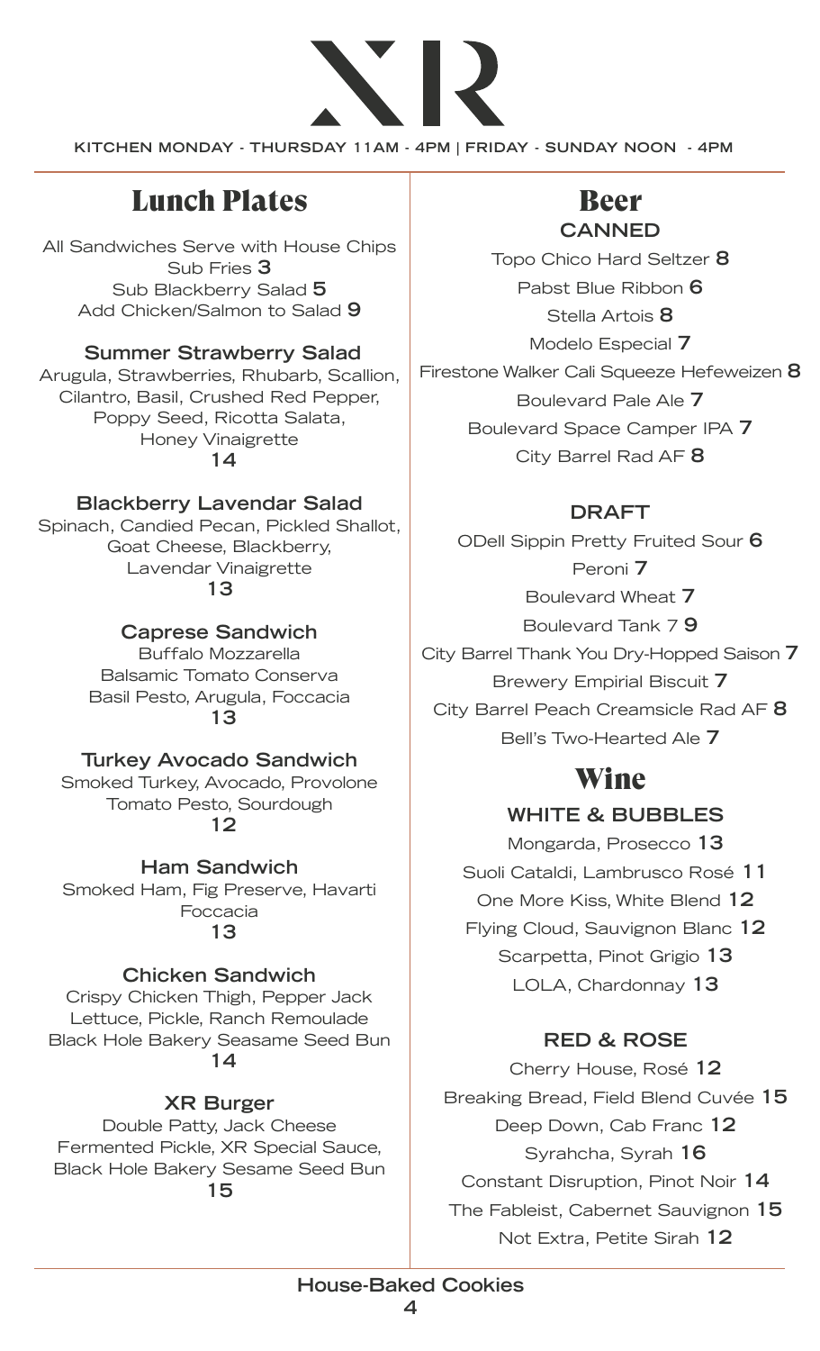# XR

KITCHEN MONDAY - THURSDAY 11AM - 4PM | FRIDAY - SUNDAY NOON - 4PM

## Lunch Plates

All Sandwiches Serve with House Chips
Sub Fries **3**
Sub Blackberry Salad **5**
Add Chicken/Salmon to Salad **9**

### Summer Strawberry Salad

Arugula, Strawberries, Rhubarb, Scallion, Cilantro, Basil, Crushed Red Pepper, Poppy Seed, Ricotta Salata, Honey Vinaigrette
**14**

### Blackberry Lavendar Salad

Spinach, Candied Pecan, Pickled Shallot, Goat Cheese, Blackberry, Lavendar Vinaigrette
**13**

### Caprese Sandwich

Buffalo Mozzarella
Balsamic Tomato Conserva
Basil Pesto, Arugula, Foccacia
**13**

### Turkey Avocado Sandwich

Smoked Turkey, Avocado, Provolone
Tomato Pesto, Sourdough
**12**

### Ham Sandwich

Smoked Ham, Fig Preserve, Havarti
Foccacia
**13**

### Chicken Sandwich

Crispy Chicken Thigh, Pepper Jack
Lettuce, Pickle, Ranch Remoulade
Black Hole Bakery Seasame Seed Bun
**14**

### XR Burger

Double Patty, Jack Cheese
Fermented Pickle, XR Special Sauce,
Black Hole Bakery Sesame Seed Bun
**15**

## Beer

### CANNED

Topo Chico Hard Seltzer **8**
Pabst Blue Ribbon **6**
Stella Artois **8**
Modelo Especial **7**
Firestone Walker Cali Squeeze Hefeweizen **8**
Boulevard Pale Ale **7**
Boulevard Space Camper IPA **7**
City Barrel Rad AF **8**

### DRAFT

ODell Sippin Pretty Fruited Sour **6**
Peroni **7**
Boulevard Wheat **7**
Boulevard Tank 7 **9**
City Barrel Thank You Dry-Hopped Saison **7**
Brewery Empirial Biscuit **7**
City Barrel Peach Creamsicle Rad AF **8**
Bell's Two-Hearted Ale **7**

## Wine

### WHITE & BUBBLES

Mongarda, Prosecco **13**
Suoli Cataldi, Lambrusco Rosé **11**
One More Kiss, White Blend **12**
Flying Cloud, Sauvignon Blanc **12**
Scarpetta, Pinot Grigio **13**
LOLA, Chardonnay **13**

### RED & ROSE

Cherry House, Rosé **12**
Breaking Bread, Field Blend Cuvée **15**
Deep Down, Cab Franc **12**
Syrahcha, Syrah **16**
Constant Disruption, Pinot Noir **14**
The Fableist, Cabernet Sauvignon **15**
Not Extra, Petite Sirah **12**

**House-Baked Cookies**
**4**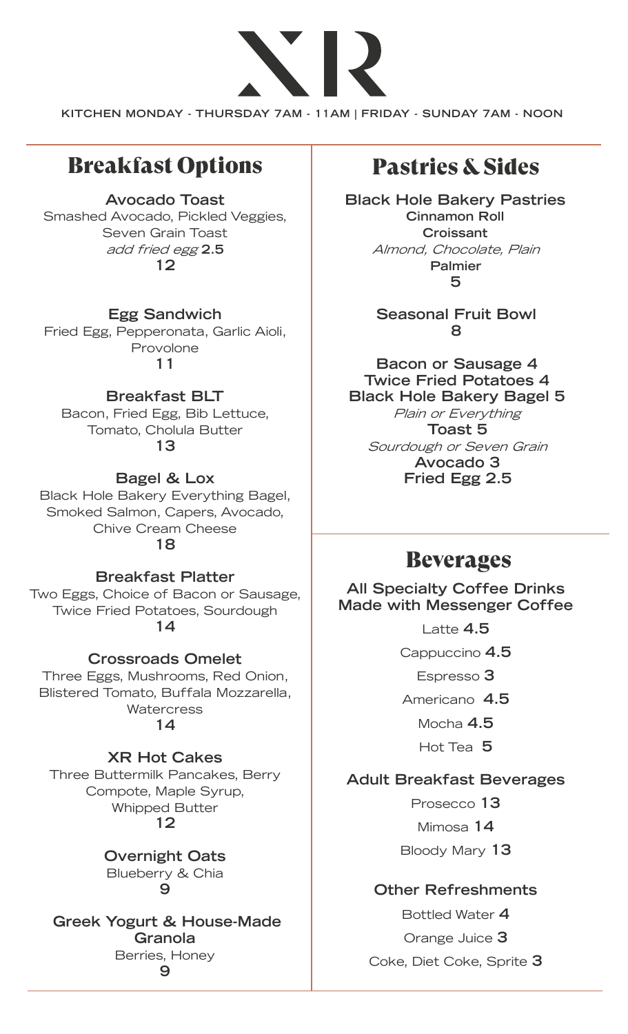# XR

KITCHEN MONDAY - THURSDAY 7AM - 11AM | FRIDAY - SUNDAY 7AM - NOON

## Breakfast Options

**Avocado Toast**
Smashed Avocado, Pickled Veggies, Seven Grain Toast
*add fried egg* **2.5**
**12**

**Egg Sandwich**
Fried Egg, Pepperonata, Garlic Aioli, Provolone
**11**

**Breakfast BLT**
Bacon, Fried Egg, Bib Lettuce, Tomato, Cholula Butter
**13**

**Bagel & Lox**
Black Hole Bakery Everything Bagel, Smoked Salmon, Capers, Avocado, Chive Cream Cheese
**18**

**Breakfast Platter**
Two Eggs, Choice of Bacon or Sausage, Twice Fried Potatoes, Sourdough
**14**

**Crossroads Omelet**
Three Eggs, Mushrooms, Red Onion, Blistered Tomato, Buffala Mozzarella, Watercress
**14**

**XR Hot Cakes**
Three Buttermilk Pancakes, Berry Compote, Maple Syrup, Whipped Butter
**12**

**Overnight Oats**
Blueberry & Chia
**9**

**Greek Yogurt & House-Made Granola**
Berries, Honey
**9**

## Pastries & Sides

**Black Hole Bakery Pastries**
**Cinnamon Roll**
**Croissant**
*Almond, Chocolate, Plain*
**Palmier**
**5**

**Seasonal Fruit Bowl**
**8**

**Bacon or Sausage 4**
**Twice Fried Potatoes 4**
**Black Hole Bakery Bagel 5**
*Plain or Everything*
**Toast 5**
*Sourdough or Seven Grain*
**Avocado 3**
**Fried Egg 2.5**

## Beverages

**All Specialty Coffee Drinks Made with Messenger Coffee**

Latte **4.5**
Cappuccino **4.5**
Espresso **3**
Americano **4.5**
Mocha **4.5**
Hot Tea **5**

**Adult Breakfast Beverages**

Prosecco **13**
Mimosa **14**
Bloody Mary **13**

**Other Refreshments**

Bottled Water **4**
Orange Juice **3**
Coke, Diet Coke, Sprite **3**